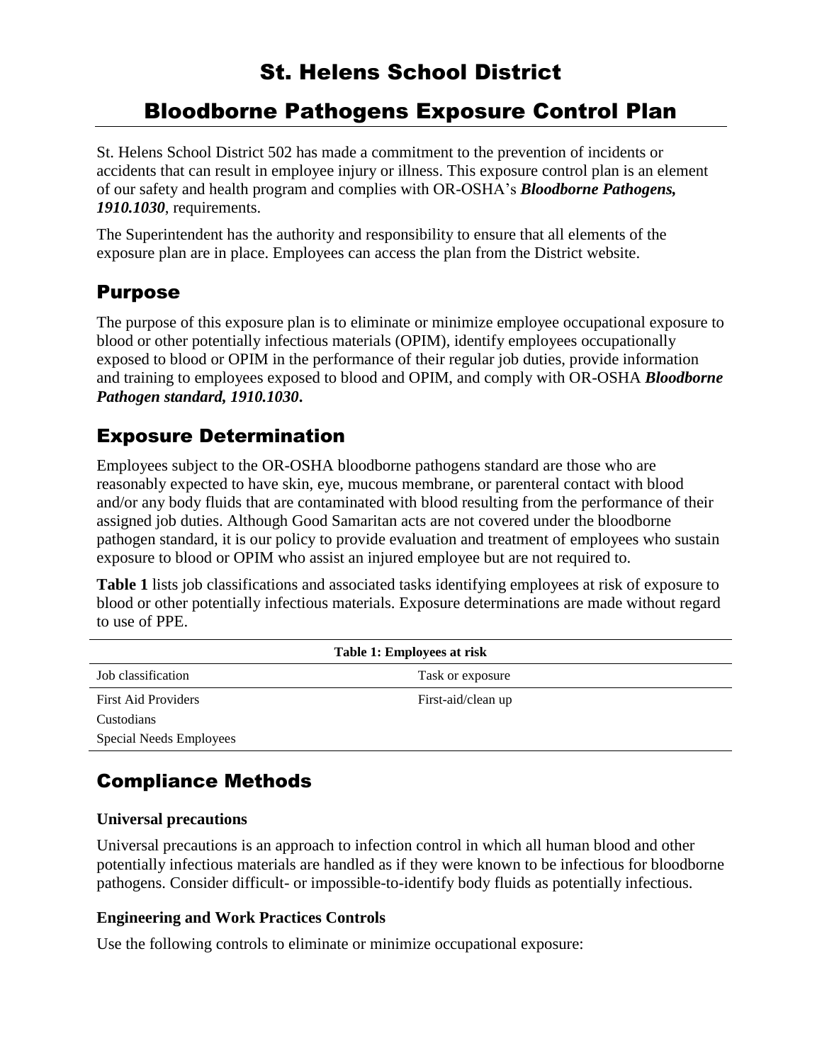# St. Helens School District

# Bloodborne Pathogens Exposure Control Plan

St. Helens School District 502 has made a commitment to the prevention of incidents or accidents that can result in employee injury or illness. This exposure control plan is an element of our safety and health program and complies with OR-OSHA's ***Bloodborne Pathogens, 1910.1030***, requirements.

The Superintendent has the authority and responsibility to ensure that all elements of the exposure plan are in place. Employees can access the plan from the District website.

## Purpose

The purpose of this exposure plan is to eliminate or minimize employee occupational exposure to blood or other potentially infectious materials (OPIM), identify employees occupationally exposed to blood or OPIM in the performance of their regular job duties, provide information and training to employees exposed to blood and OPIM, and comply with OR-OSHA ***Bloodborne Pathogen standard, 1910.1030*****.**

## Exposure Determination

Employees subject to the OR-OSHA bloodborne pathogens standard are those who are reasonably expected to have skin, eye, mucous membrane, or parenteral contact with blood and/or any body fluids that are contaminated with blood resulting from the performance of their assigned job duties. Although Good Samaritan acts are not covered under the bloodborne pathogen standard, it is our policy to provide evaluation and treatment of employees who sustain exposure to blood or OPIM who assist an injured employee but are not required to.

**Table 1** lists job classifications and associated tasks identifying employees at risk of exposure to blood or other potentially infectious materials. Exposure determinations are made without regard to use of PPE.

**Table 1: Employees at risk**

| Job classification | Task or exposure |
|---|---|
| First Aid Providers | First-aid/clean up |
| Custodians | |
| Special Needs Employees | |

## Compliance Methods

### Universal precautions

Universal precautions is an approach to infection control in which all human blood and other potentially infectious materials are handled as if they were known to be infectious for bloodborne pathogens. Consider difficult- or impossible-to-identify body fluids as potentially infectious.

### Engineering and Work Practices Controls

Use the following controls to eliminate or minimize occupational exposure: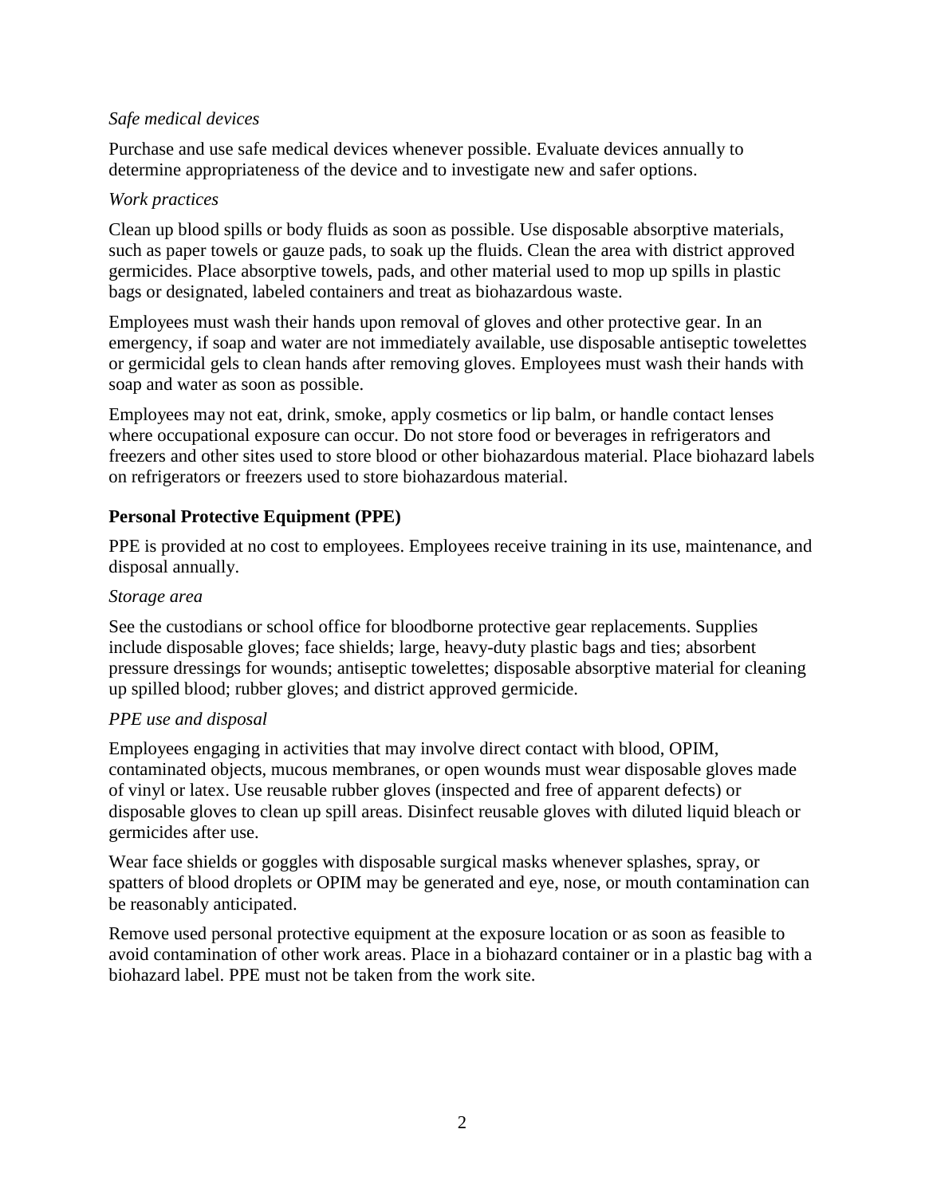*Safe medical devices*

Purchase and use safe medical devices whenever possible. Evaluate devices annually to determine appropriateness of the device and to investigate new and safer options.

*Work practices*

Clean up blood spills or body fluids as soon as possible. Use disposable absorptive materials, such as paper towels or gauze pads, to soak up the fluids. Clean the area with district approved germicides. Place absorptive towels, pads, and other material used to mop up spills in plastic bags or designated, labeled containers and treat as biohazardous waste.

Employees must wash their hands upon removal of gloves and other protective gear. In an emergency, if soap and water are not immediately available, use disposable antiseptic towelettes or germicidal gels to clean hands after removing gloves. Employees must wash their hands with soap and water as soon as possible.

Employees may not eat, drink, smoke, apply cosmetics or lip balm, or handle contact lenses where occupational exposure can occur. Do not store food or beverages in refrigerators and freezers and other sites used to store blood or other biohazardous material. Place biohazard labels on refrigerators or freezers used to store biohazardous material.

**Personal Protective Equipment (PPE)**

PPE is provided at no cost to employees. Employees receive training in its use, maintenance, and disposal annually.

*Storage area*

See the custodians or school office for bloodborne protective gear replacements. Supplies include disposable gloves; face shields; large, heavy-duty plastic bags and ties; absorbent pressure dressings for wounds; antiseptic towelettes; disposable absorptive material for cleaning up spilled blood; rubber gloves; and district approved germicide.

*PPE use and disposal*

Employees engaging in activities that may involve direct contact with blood, OPIM, contaminated objects, mucous membranes, or open wounds must wear disposable gloves made of vinyl or latex. Use reusable rubber gloves (inspected and free of apparent defects) or disposable gloves to clean up spill areas. Disinfect reusable gloves with diluted liquid bleach or germicides after use.

Wear face shields or goggles with disposable surgical masks whenever splashes, spray, or spatters of blood droplets or OPIM may be generated and eye, nose, or mouth contamination can be reasonably anticipated.

Remove used personal protective equipment at the exposure location or as soon as feasible to avoid contamination of other work areas. Place in a biohazard container or in a plastic bag with a biohazard label. PPE must not be taken from the work site.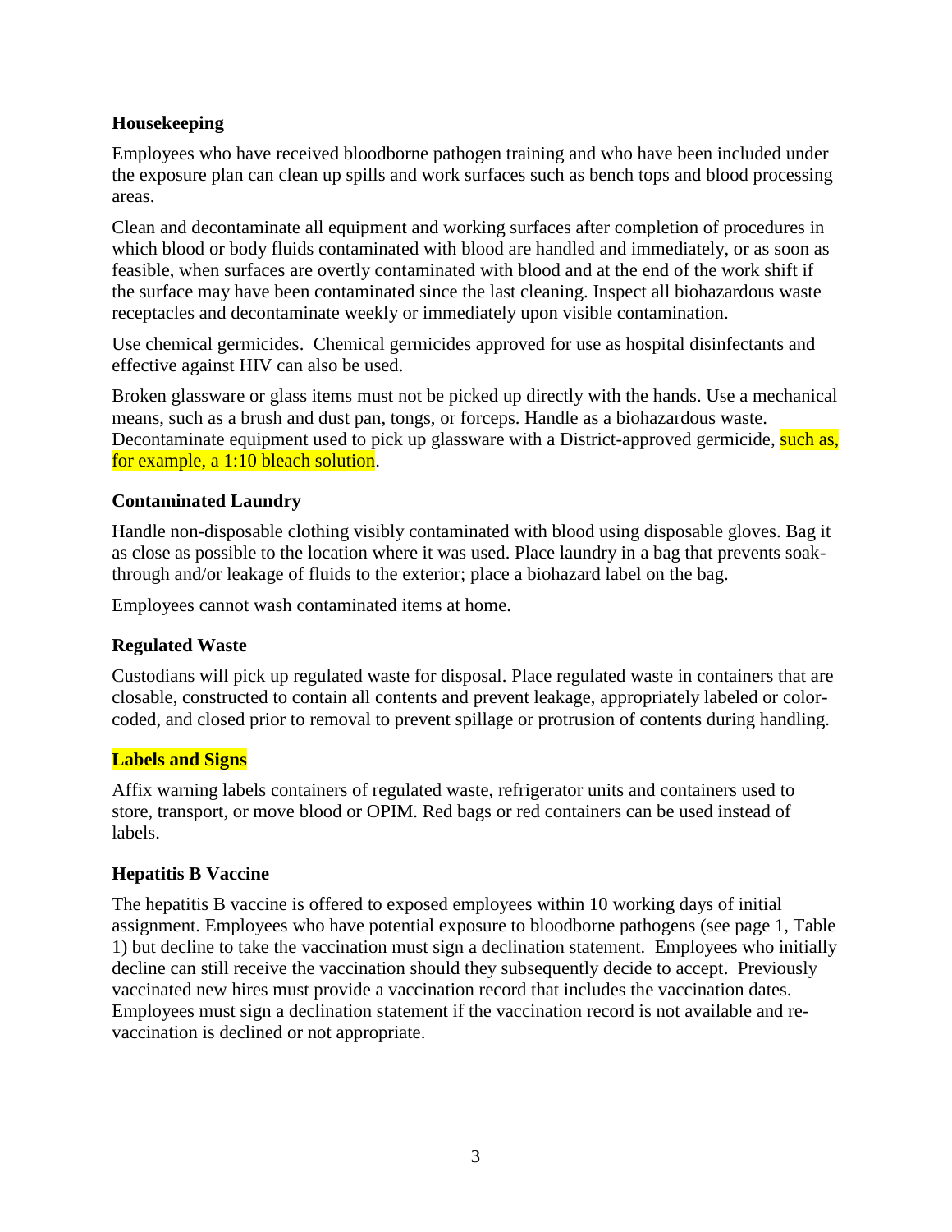**Housekeeping**

Employees who have received bloodborne pathogen training and who have been included under the exposure plan can clean up spills and work surfaces such as bench tops and blood processing areas.

Clean and decontaminate all equipment and working surfaces after completion of procedures in which blood or body fluids contaminated with blood are handled and immediately, or as soon as feasible, when surfaces are overtly contaminated with blood and at the end of the work shift if the surface may have been contaminated since the last cleaning. Inspect all biohazardous waste receptacles and decontaminate weekly or immediately upon visible contamination.

Use chemical germicides. Chemical germicides approved for use as hospital disinfectants and effective against HIV can also be used.

Broken glassware or glass items must not be picked up directly with the hands. Use a mechanical means, such as a brush and dust pan, tongs, or forceps. Handle as a biohazardous waste. Decontaminate equipment used to pick up glassware with a District-approved germicide, such as, for example, a 1:10 bleach solution.

**Contaminated Laundry**

Handle non-disposable clothing visibly contaminated with blood using disposable gloves. Bag it as close as possible to the location where it was used. Place laundry in a bag that prevents soak-through and/or leakage of fluids to the exterior; place a biohazard label on the bag.

Employees cannot wash contaminated items at home.

**Regulated Waste**

Custodians will pick up regulated waste for disposal. Place regulated waste in containers that are closable, constructed to contain all contents and prevent leakage, appropriately labeled or color-coded, and closed prior to removal to prevent spillage or protrusion of contents during handling.

**Labels and Signs**

Affix warning labels containers of regulated waste, refrigerator units and containers used to store, transport, or move blood or OPIM. Red bags or red containers can be used instead of labels.

**Hepatitis B Vaccine**

The hepatitis B vaccine is offered to exposed employees within 10 working days of initial assignment. Employees who have potential exposure to bloodborne pathogens (see page 1, Table 1) but decline to take the vaccination must sign a declination statement. Employees who initially decline can still receive the vaccination should they subsequently decide to accept. Previously vaccinated new hires must provide a vaccination record that includes the vaccination dates. Employees must sign a declination statement if the vaccination record is not available and re-vaccination is declined or not appropriate.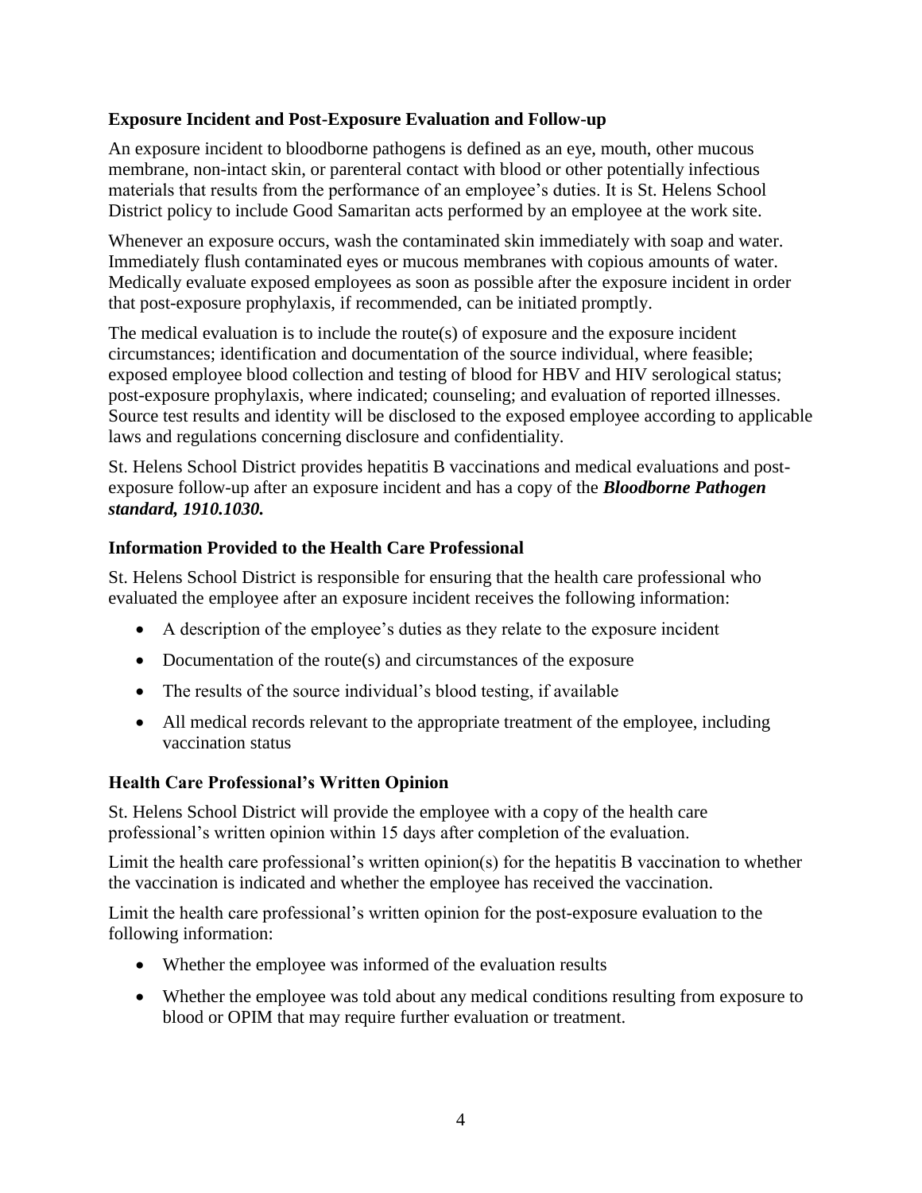### Exposure Incident and Post-Exposure Evaluation and Follow-up

An exposure incident to bloodborne pathogens is defined as an eye, mouth, other mucous membrane, non-intact skin, or parenteral contact with blood or other potentially infectious materials that results from the performance of an employee's duties. It is St. Helens School District policy to include Good Samaritan acts performed by an employee at the work site.

Whenever an exposure occurs, wash the contaminated skin immediately with soap and water. Immediately flush contaminated eyes or mucous membranes with copious amounts of water. Medically evaluate exposed employees as soon as possible after the exposure incident in order that post-exposure prophylaxis, if recommended, can be initiated promptly.

The medical evaluation is to include the route(s) of exposure and the exposure incident circumstances; identification and documentation of the source individual, where feasible; exposed employee blood collection and testing of blood for HBV and HIV serological status; post-exposure prophylaxis, where indicated; counseling; and evaluation of reported illnesses. Source test results and identity will be disclosed to the exposed employee according to applicable laws and regulations concerning disclosure and confidentiality.

St. Helens School District provides hepatitis B vaccinations and medical evaluations and post-exposure follow-up after an exposure incident and has a copy of the ***Bloodborne Pathogen standard, 1910.1030.***

### Information Provided to the Health Care Professional

St. Helens School District is responsible for ensuring that the health care professional who evaluated the employee after an exposure incident receives the following information:

- A description of the employee's duties as they relate to the exposure incident
- Documentation of the route(s) and circumstances of the exposure
- The results of the source individual's blood testing, if available
- All medical records relevant to the appropriate treatment of the employee, including vaccination status

### Health Care Professional's Written Opinion

St. Helens School District will provide the employee with a copy of the health care professional's written opinion within 15 days after completion of the evaluation.

Limit the health care professional's written opinion(s) for the hepatitis B vaccination to whether the vaccination is indicated and whether the employee has received the vaccination.

Limit the health care professional's written opinion for the post-exposure evaluation to the following information:

- Whether the employee was informed of the evaluation results
- Whether the employee was told about any medical conditions resulting from exposure to blood or OPIM that may require further evaluation or treatment.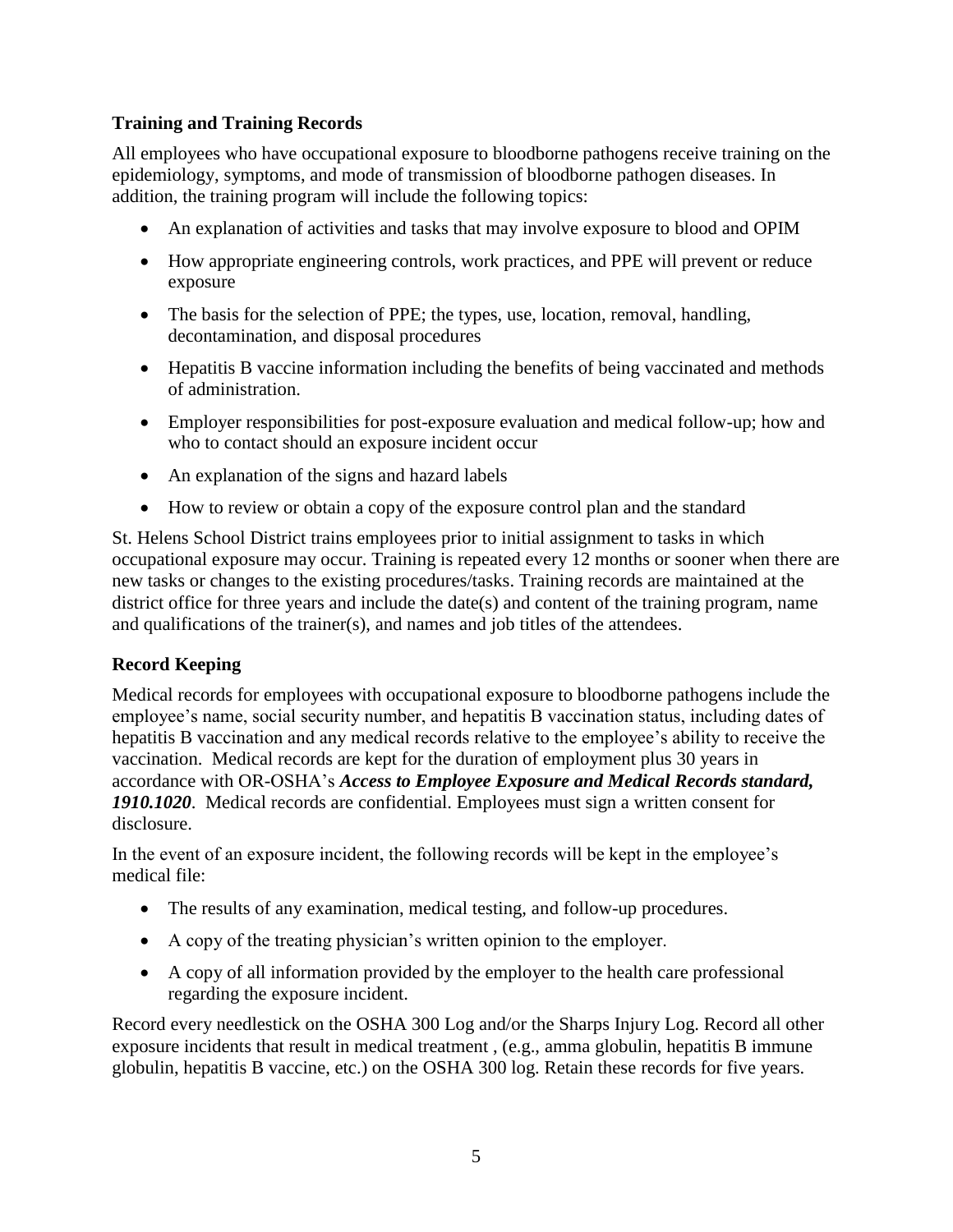## Training and Training Records

All employees who have occupational exposure to bloodborne pathogens receive training on the epidemiology, symptoms, and mode of transmission of bloodborne pathogen diseases. In addition, the training program will include the following topics:

- An explanation of activities and tasks that may involve exposure to blood and OPIM
- How appropriate engineering controls, work practices, and PPE will prevent or reduce exposure
- The basis for the selection of PPE; the types, use, location, removal, handling, decontamination, and disposal procedures
- Hepatitis B vaccine information including the benefits of being vaccinated and methods of administration.
- Employer responsibilities for post-exposure evaluation and medical follow-up; how and who to contact should an exposure incident occur
- An explanation of the signs and hazard labels
- How to review or obtain a copy of the exposure control plan and the standard

St. Helens School District trains employees prior to initial assignment to tasks in which occupational exposure may occur. Training is repeated every 12 months or sooner when there are new tasks or changes to the existing procedures/tasks. Training records are maintained at the district office for three years and include the date(s) and content of the training program, name and qualifications of the trainer(s), and names and job titles of the attendees.

## Record Keeping

Medical records for employees with occupational exposure to bloodborne pathogens include the employee's name, social security number, and hepatitis B vaccination status, including dates of hepatitis B vaccination and any medical records relative to the employee's ability to receive the vaccination. Medical records are kept for the duration of employment plus 30 years in accordance with OR-OSHA's ***Access to Employee Exposure and Medical Records standard, 1910.1020***. Medical records are confidential. Employees must sign a written consent for disclosure.

In the event of an exposure incident, the following records will be kept in the employee's medical file:

- The results of any examination, medical testing, and follow-up procedures.
- A copy of the treating physician's written opinion to the employer.
- A copy of all information provided by the employer to the health care professional regarding the exposure incident.

Record every needlestick on the OSHA 300 Log and/or the Sharps Injury Log. Record all other exposure incidents that result in medical treatment , (e.g., amma globulin, hepatitis B immune globulin, hepatitis B vaccine, etc.) on the OSHA 300 log. Retain these records for five years.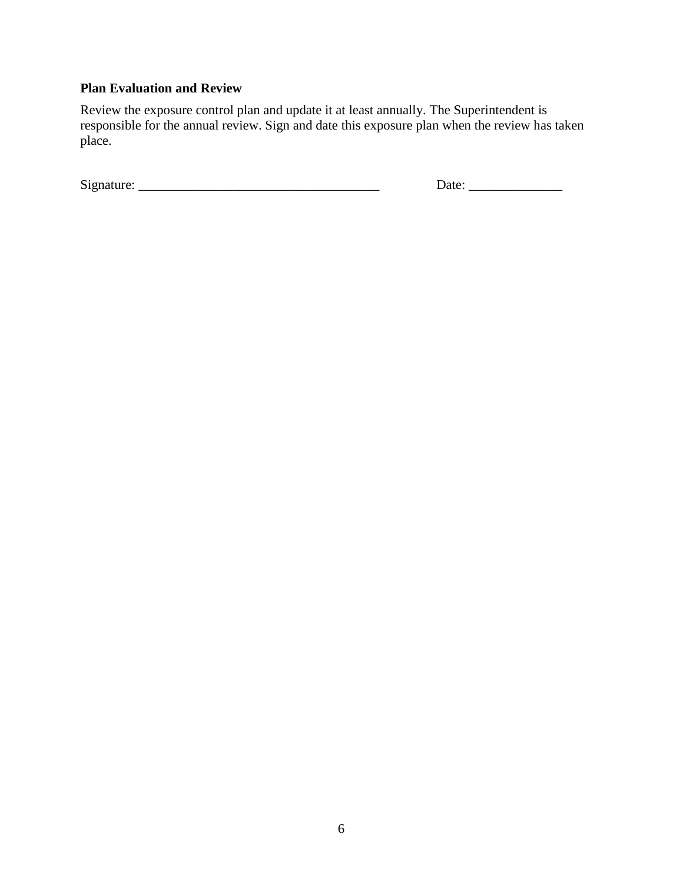**Plan Evaluation and Review**

Review the exposure control plan and update it at least annually. The Superintendent is responsible for the annual review. Sign and date this exposure plan when the review has taken place.

Signature: ____________________________________ Date: ______________